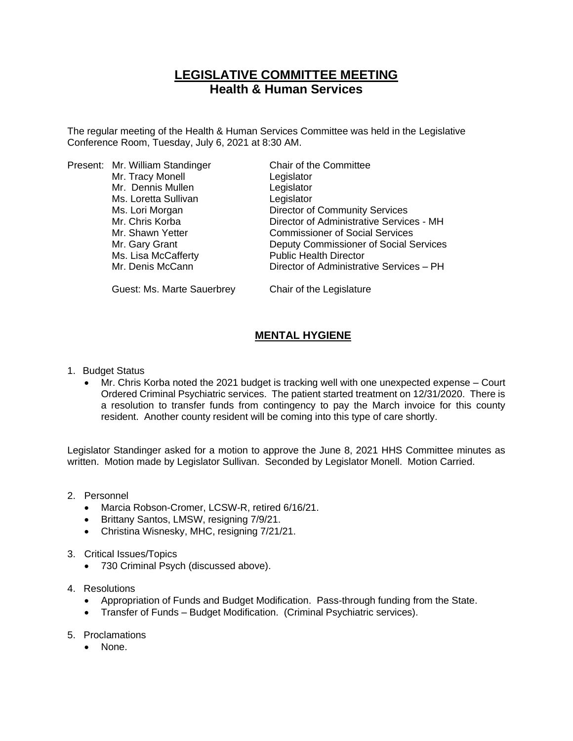# LEGISLATIVE COMMITTEE MEETING
## Health & Human Services

The regular meeting of the Health & Human Services Committee was held in the Legislative Conference Room, Tuesday, July 6, 2021 at 8:30 AM.

| Present: | | |
|---|---|---|
| | Mr. William Standinger | Chair of the Committee |
| | Mr. Tracy Monell | Legislator |
| | Mr. Dennis Mullen | Legislator |
| | Ms. Loretta Sullivan | Legislator |
| | Ms. Lori Morgan | Director of Community Services |
| | Mr. Chris Korba | Director of Administrative Services - MH |
| | Mr. Shawn Yetter | Commissioner of Social Services |
| | Mr. Gary Grant | Deputy Commissioner of Social Services |
| | Ms. Lisa McCafferty | Public Health Director |
| | Mr. Denis McCann | Director of Administrative Services – PH |
| | Guest: Ms. Marte Sauerbrey | Chair of the Legislature |

## MENTAL HYGIENE

1. Budget Status
   - Mr. Chris Korba noted the 2021 budget is tracking well with one unexpected expense – Court Ordered Criminal Psychiatric services. The patient started treatment on 12/31/2020. There is a resolution to transfer funds from contingency to pay the March invoice for this county resident. Another county resident will be coming into this type of care shortly.

Legislator Standinger asked for a motion to approve the June 8, 2021 HHS Committee minutes as written. Motion made by Legislator Sullivan. Seconded by Legislator Monell. Motion Carried.

2. Personnel
   - Marcia Robson-Cromer, LCSW-R, retired 6/16/21.
   - Brittany Santos, LMSW, resigning 7/9/21.
   - Christina Wisnesky, MHC, resigning 7/21/21.

3. Critical Issues/Topics
   - 730 Criminal Psych (discussed above).

4. Resolutions
   - Appropriation of Funds and Budget Modification. Pass-through funding from the State.
   - Transfer of Funds – Budget Modification. (Criminal Psychiatric services).

5. Proclamations
   - None.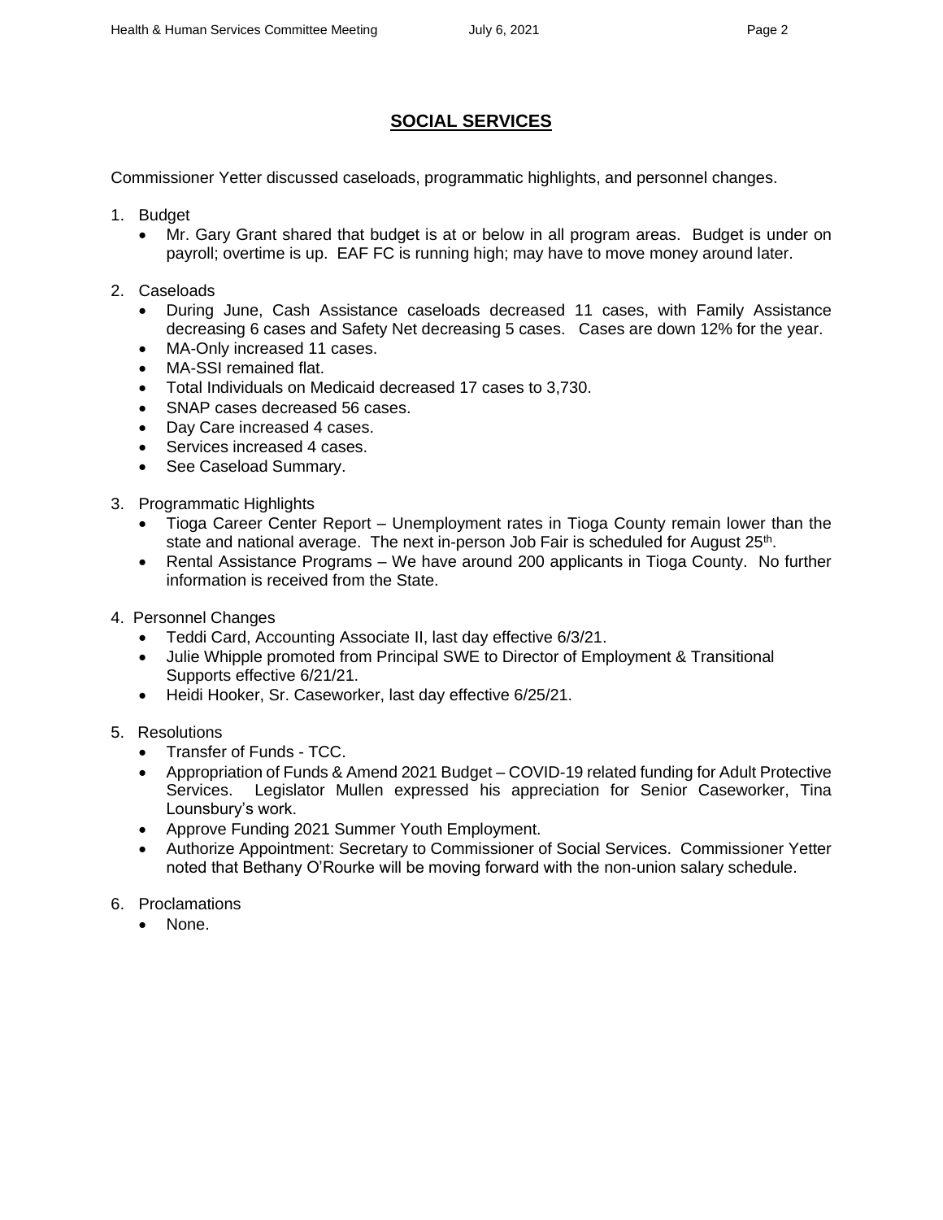## SOCIAL SERVICES

Commissioner Yetter discussed caseloads, programmatic highlights, and personnel changes.

1. Budget
   - Mr. Gary Grant shared that budget is at or below in all program areas. Budget is under on payroll; overtime is up. EAF FC is running high; may have to move money around later.

2. Caseloads
   - During June, Cash Assistance caseloads decreased 11 cases, with Family Assistance decreasing 6 cases and Safety Net decreasing 5 cases. Cases are down 12% for the year.
   - MA-Only increased 11 cases.
   - MA-SSI remained flat.
   - Total Individuals on Medicaid decreased 17 cases to 3,730.
   - SNAP cases decreased 56 cases.
   - Day Care increased 4 cases.
   - Services increased 4 cases.
   - See Caseload Summary.

3. Programmatic Highlights
   - Tioga Career Center Report – Unemployment rates in Tioga County remain lower than the state and national average. The next in-person Job Fair is scheduled for August 25th.
   - Rental Assistance Programs – We have around 200 applicants in Tioga County. No further information is received from the State.

4. Personnel Changes
   - Teddi Card, Accounting Associate II, last day effective 6/3/21.
   - Julie Whipple promoted from Principal SWE to Director of Employment & Transitional Supports effective 6/21/21.
   - Heidi Hooker, Sr. Caseworker, last day effective 6/25/21.

5. Resolutions
   - Transfer of Funds - TCC.
   - Appropriation of Funds & Amend 2021 Budget – COVID-19 related funding for Adult Protective Services. Legislator Mullen expressed his appreciation for Senior Caseworker, Tina Lounsbury's work.
   - Approve Funding 2021 Summer Youth Employment.
   - Authorize Appointment: Secretary to Commissioner of Social Services. Commissioner Yetter noted that Bethany O'Rourke will be moving forward with the non-union salary schedule.

6. Proclamations
   - None.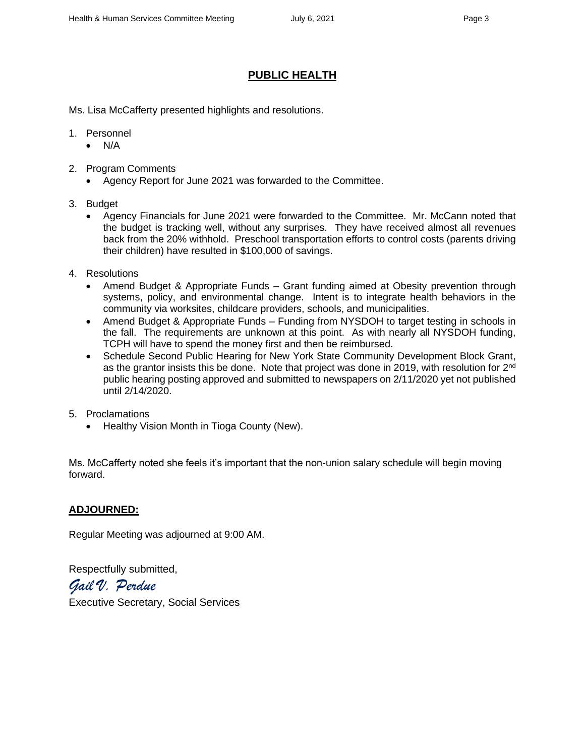## PUBLIC HEALTH

Ms. Lisa McCafferty presented highlights and resolutions.

1. Personnel
   - N/A

2. Program Comments
   - Agency Report for June 2021 was forwarded to the Committee.

3. Budget
   - Agency Financials for June 2021 were forwarded to the Committee. Mr. McCann noted that the budget is tracking well, without any surprises. They have received almost all revenues back from the 20% withhold. Preschool transportation efforts to control costs (parents driving their children) have resulted in $100,000 of savings.

4. Resolutions
   - Amend Budget & Appropriate Funds – Grant funding aimed at Obesity prevention through systems, policy, and environmental change. Intent is to integrate health behaviors in the community via worksites, childcare providers, schools, and municipalities.
   - Amend Budget & Appropriate Funds – Funding from NYSDOH to target testing in schools in the fall. The requirements are unknown at this point. As with nearly all NYSDOH funding, TCPH will have to spend the money first and then be reimbursed.
   - Schedule Second Public Hearing for New York State Community Development Block Grant, as the grantor insists this be done. Note that project was done in 2019, with resolution for 2nd public hearing posting approved and submitted to newspapers on 2/11/2020 yet not published until 2/14/2020.

5. Proclamations
   - Healthy Vision Month in Tioga County (New).

Ms. McCafferty noted she feels it's important that the non-union salary schedule will begin moving forward.

**ADJOURNED:**

Regular Meeting was adjourned at 9:00 AM.

Respectfully submitted,

*Gail V. Perdue*

Executive Secretary, Social Services